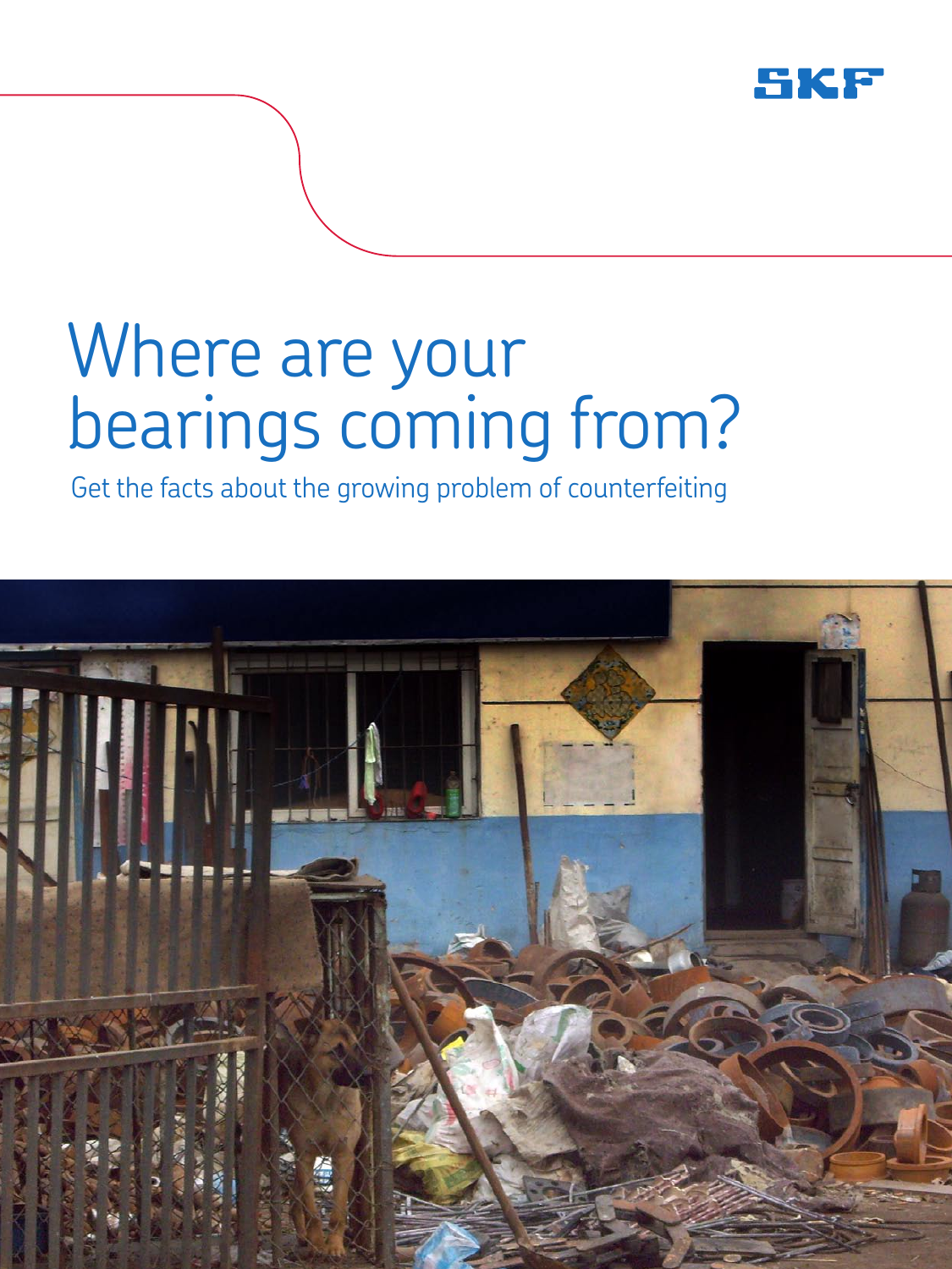SKF

# Where are your bearings coming from?

Get the facts about the growing problem of counterfeiting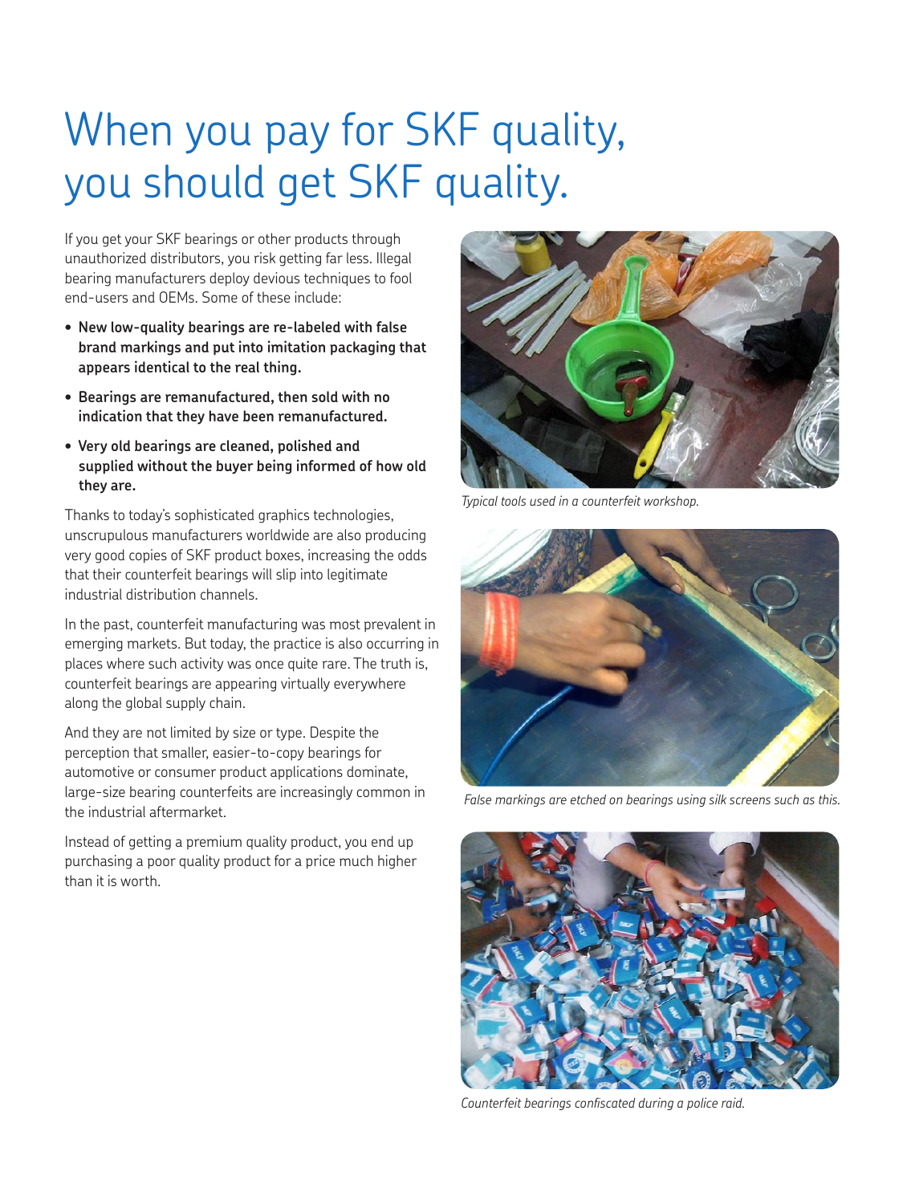# When you pay for SKF quality, you should get SKF quality.

If you get your SKF bearings or other products through unauthorized distributors, you risk getting far less. Illegal bearing manufacturers deploy devious techniques to fool end-users and OEMs. Some of these include:

- **New low-quality bearings are re-labeled with false brand markings and put into imitation packaging that appears identical to the real thing.**
- **Bearings are remanufactured, then sold with no indication that they have been remanufactured.**
- **Very old bearings are cleaned, polished and supplied without the buyer being informed of how old they are.**

Thanks to today's sophisticated graphics technologies, unscrupulous manufacturers worldwide are also producing very good copies of SKF product boxes, increasing the odds that their counterfeit bearings will slip into legitimate industrial distribution channels.

In the past, counterfeit manufacturing was most prevalent in emerging markets. But today, the practice is also occurring in places where such activity was once quite rare. The truth is, counterfeit bearings are appearing virtually everywhere along the global supply chain.

And they are not limited by size or type. Despite the perception that smaller, easier-to-copy bearings for automotive or consumer product applications dominate, large-size bearing counterfeits are increasingly common in the industrial aftermarket.

Instead of getting a premium quality product, you end up purchasing a poor quality product for a price much higher than it is worth.

*Typical tools used in a counterfeit workshop.*

*False markings are etched on bearings using silk screens such as this.*

*Counterfeit bearings confiscated during a police raid.*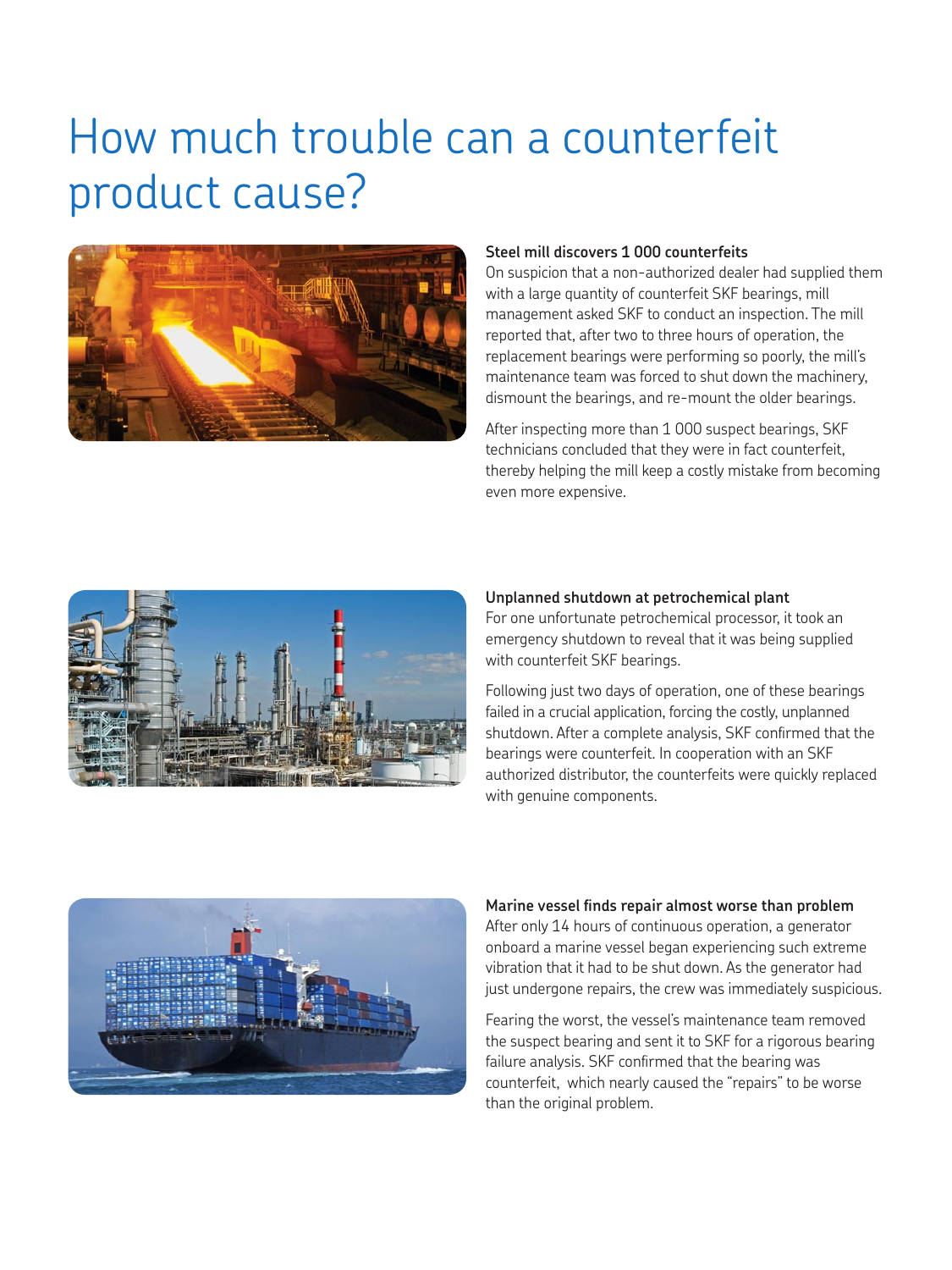# How much trouble can a counterfeit product cause?

### Steel mill discovers 1 000 counterfeits

On suspicion that a non-authorized dealer had supplied them with a large quantity of counterfeit SKF bearings, mill management asked SKF to conduct an inspection. The mill reported that, after two to three hours of operation, the replacement bearings were performing so poorly, the mill's maintenance team was forced to shut down the machinery, dismount the bearings, and re-mount the older bearings.

After inspecting more than 1 000 suspect bearings, SKF technicians concluded that they were in fact counterfeit, thereby helping the mill keep a costly mistake from becoming even more expensive.

### Unplanned shutdown at petrochemical plant

For one unfortunate petrochemical processor, it took an emergency shutdown to reveal that it was being supplied with counterfeit SKF bearings.

Following just two days of operation, one of these bearings failed in a crucial application, forcing the costly, unplanned shutdown. After a complete analysis, SKF confirmed that the bearings were counterfeit. In cooperation with an SKF authorized distributor, the counterfeits were quickly replaced with genuine components.

### Marine vessel finds repair almost worse than problem

After only 14 hours of continuous operation, a generator onboard a marine vessel began experiencing such extreme vibration that it had to be shut down. As the generator had just undergone repairs, the crew was immediately suspicious.

Fearing the worst, the vessel's maintenance team removed the suspect bearing and sent it to SKF for a rigorous bearing failure analysis. SKF confirmed that the bearing was counterfeit, which nearly caused the "repairs" to be worse than the original problem.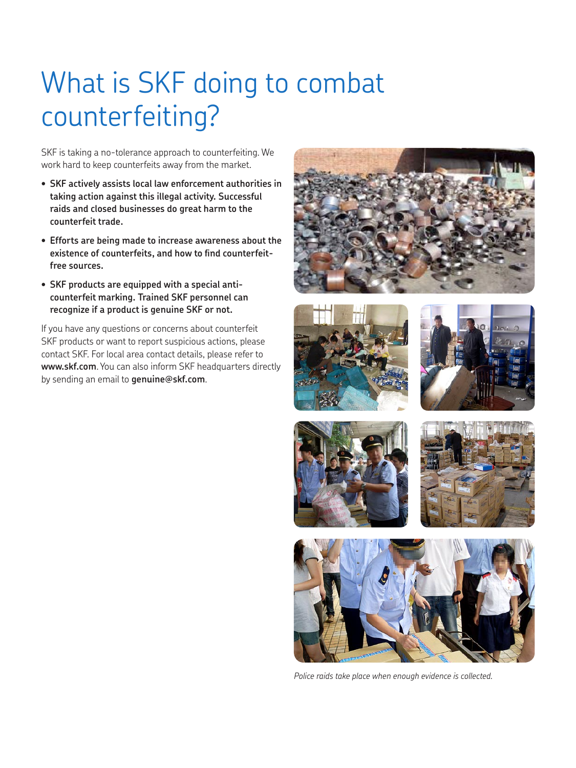# What is SKF doing to combat counterfeiting?

SKF is taking a no-tolerance approach to counterfeiting. We work hard to keep counterfeits away from the market.

- **SKF actively assists local law enforcement authorities in taking action against this illegal activity. Successful raids and closed businesses do great harm to the counterfeit trade.**
- **Efforts are being made to increase awareness about the existence of counterfeits, and how to find counterfeit-free sources.**
- **SKF products are equipped with a special anti-counterfeit marking. Trained SKF personnel can recognize if a product is genuine SKF or not.**

If you have any questions or concerns about counterfeit SKF products or want to report suspicious actions, please contact SKF. For local area contact details, please refer to **www.skf.com**. You can also inform SKF headquarters directly by sending an email to **genuine@skf.com**.

*Police raids take place when enough evidence is collected.*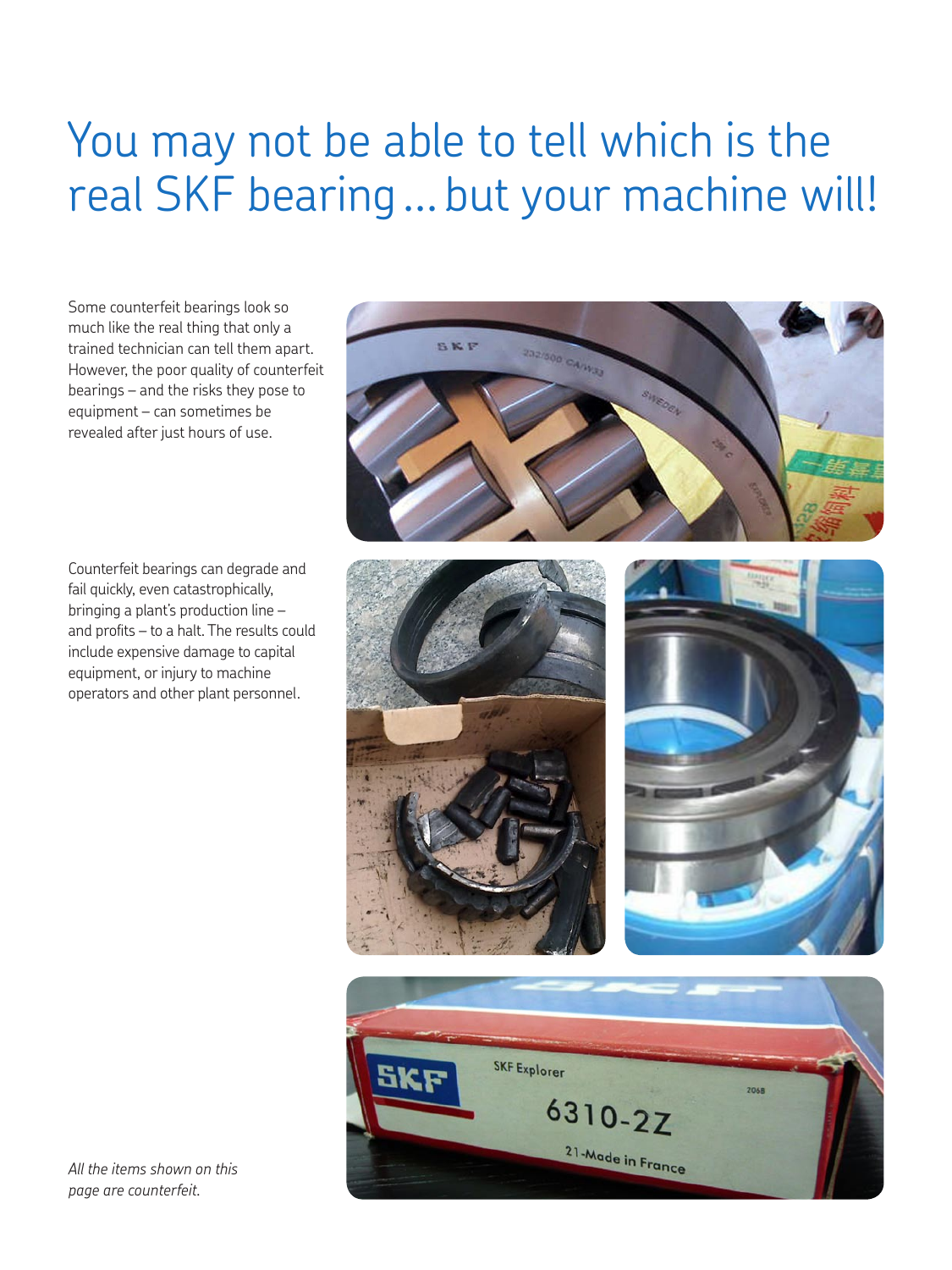# You may not be able to tell which is the real SKF bearing…but your machine will!

Some counterfeit bearings look so much like the real thing that only a trained technician can tell them apart. However, the poor quality of counterfeit bearings – and the risks they pose to equipment – can sometimes be revealed after just hours of use.

Counterfeit bearings can degrade and fail quickly, even catastrophically, bringing a plant's production line – and profits – to a halt. The results could include expensive damage to capital equipment, or injury to machine operators and other plant personnel.

*All the items shown on this page are counterfeit.*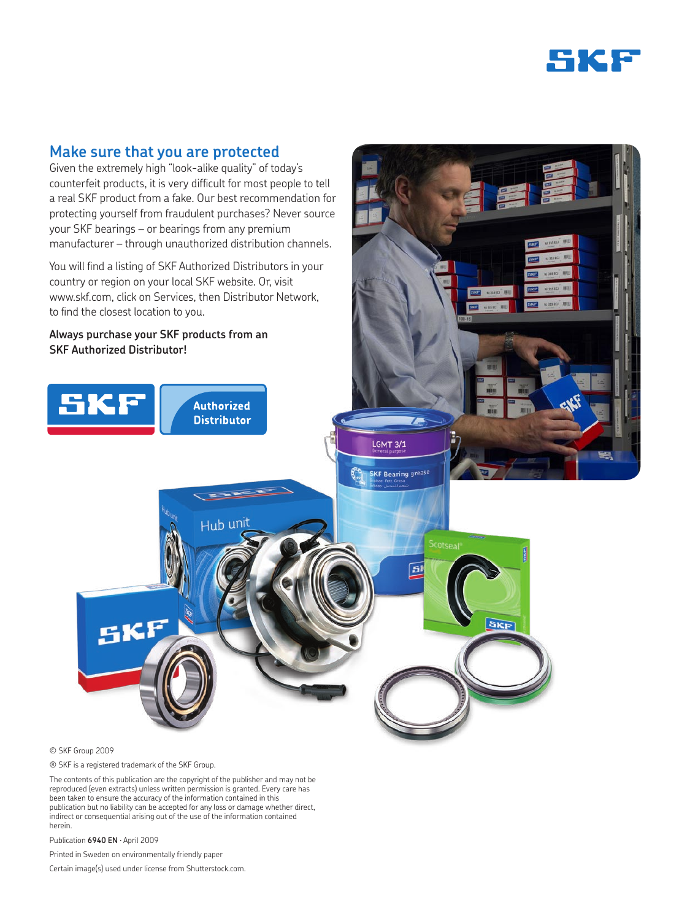## Make sure that you are protected

Given the extremely high "look-alike quality" of today's counterfeit products, it is very difficult for most people to tell a real SKF product from a fake. Our best recommendation for protecting yourself from fraudulent purchases? Never source your SKF bearings – or bearings from any premium manufacturer – through unauthorized distribution channels.

You will find a listing of SKF Authorized Distributors in your country or region on your local SKF website. Or, visit www.skf.com, click on Services, then Distributor Network, to find the closest location to you.

**Always purchase your SKF products from an SKF Authorized Distributor!**

© SKF Group 2009

® SKF is a registered trademark of the SKF Group.

The contents of this publication are the copyright of the publisher and may not be reproduced (even extracts) unless written permission is granted. Every care has been taken to ensure the accuracy of the information contained in this publication but no liability can be accepted for any loss or damage whether direct, indirect or consequential arising out of the use of the information contained herein.

Publication **6940 EN** · April 2009

Printed in Sweden on environmentally friendly paper

Certain image(s) used under license from Shutterstock.com.